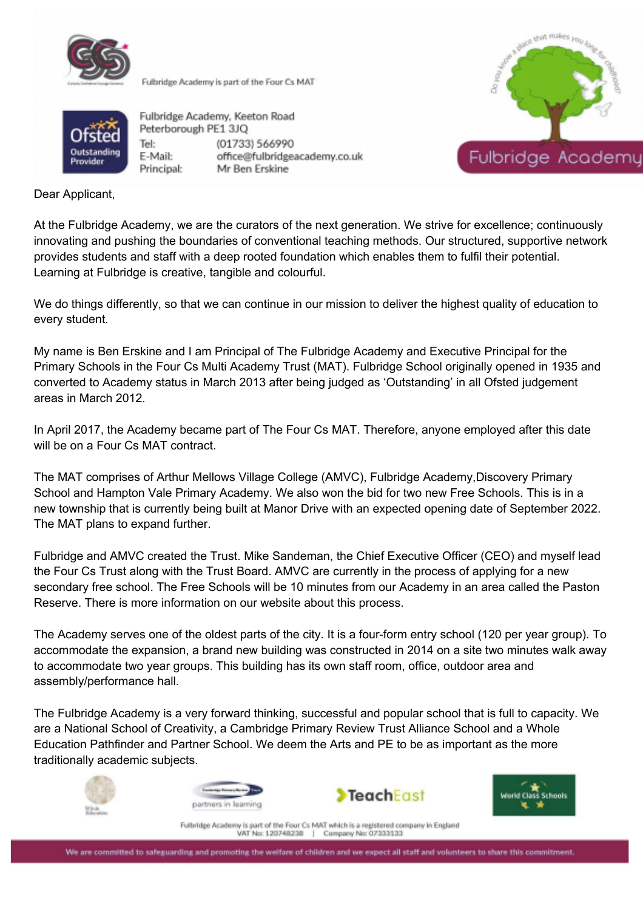Fulbridge Academy is part of the Four Cs MAT

Fulbridge Academy, Keeton Road
Peterborough PE1 3JQ
Tel: (01733) 566990
E-Mail: office@fulbridgeacademy.co.uk
Principal: Mr Ben Erskine

Dear Applicant,

At the Fulbridge Academy, we are the curators of the next generation. We strive for excellence; continuously innovating and pushing the boundaries of conventional teaching methods. Our structured, supportive network provides students and staff with a deep rooted foundation which enables them to fulfil their potential. Learning at Fulbridge is creative, tangible and colourful.

We do things differently, so that we can continue in our mission to deliver the highest quality of education to every student.

My name is Ben Erskine and I am Principal of The Fulbridge Academy and Executive Principal for the Primary Schools in the Four Cs Multi Academy Trust (MAT). Fulbridge School originally opened in 1935 and converted to Academy status in March 2013 after being judged as 'Outstanding' in all Ofsted judgement areas in March 2012.

In April 2017, the Academy became part of The Four Cs MAT. Therefore, anyone employed after this date will be on a Four Cs MAT contract.

The MAT comprises of Arthur Mellows Village College (AMVC), Fulbridge Academy,Discovery Primary School and Hampton Vale Primary Academy. We also won the bid for two new Free Schools. This is in a new township that is currently being built at Manor Drive with an expected opening date of September 2022. The MAT plans to expand further.

Fulbridge and AMVC created the Trust. Mike Sandeman, the Chief Executive Officer (CEO) and myself lead the Four Cs Trust along with the Trust Board. AMVC are currently in the process of applying for a new secondary free school. The Free Schools will be 10 minutes from our Academy in an area called the Paston Reserve. There is more information on our website about this process.

The Academy serves one of the oldest parts of the city. It is a four-form entry school (120 per year group). To accommodate the expansion, a brand new building was constructed in 2014 on a site two minutes walk away to accommodate two year groups. This building has its own staff room, office, outdoor area and assembly/performance hall.

The Fulbridge Academy is a very forward thinking, successful and popular school that is full to capacity. We are a National School of Creativity, a Cambridge Primary Review Trust Alliance School and a Whole Education Pathfinder and Partner School. We deem the Arts and PE to be as important as the more traditionally academic subjects.

Fulbridge Academy is part of the Four Cs MAT which is a registered company in England
VAT No: 120748238 | Company No: 07333133

We are committed to safeguarding and promoting the welfare of children and we expect all staff and volunteers to share this commitment.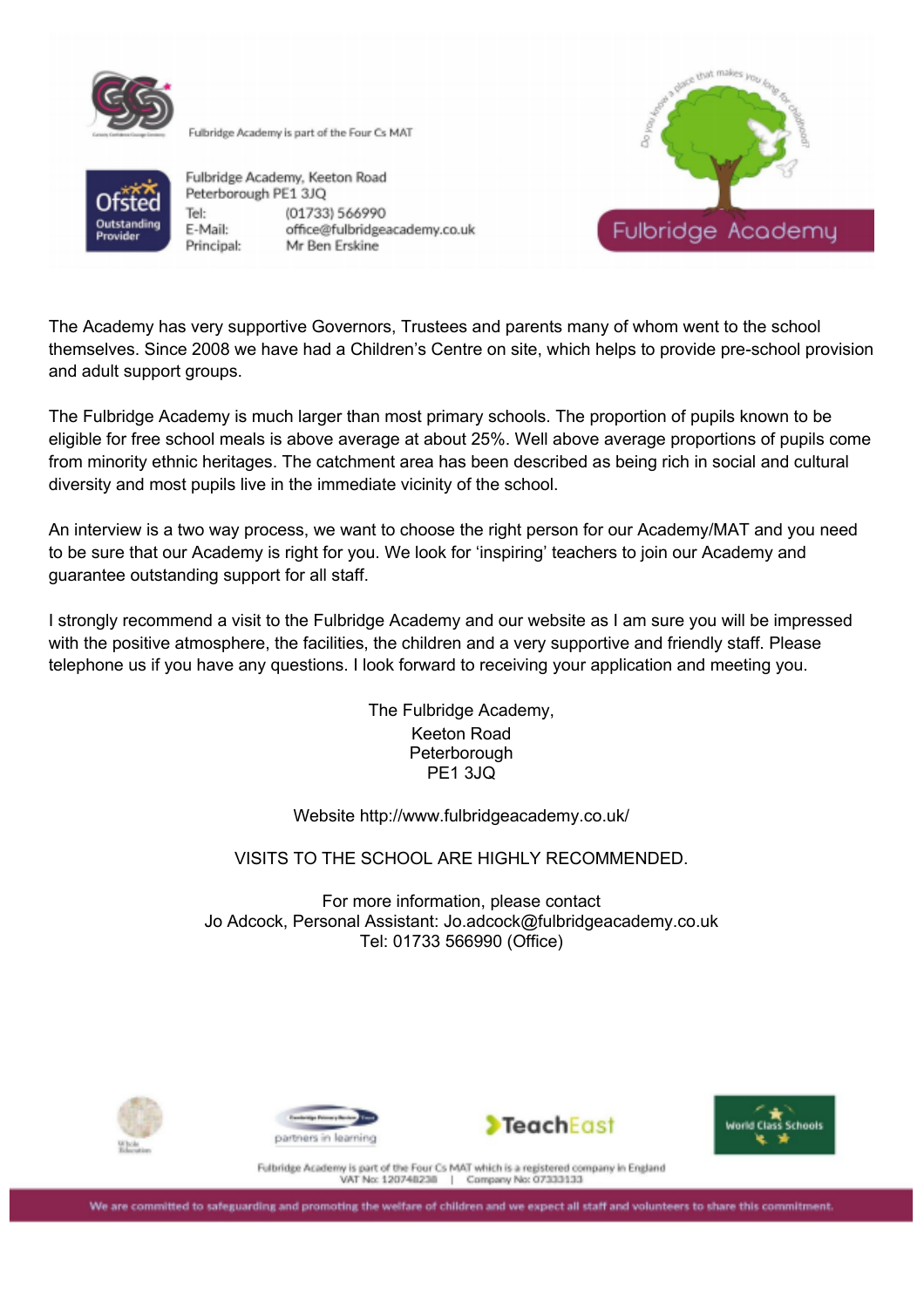Fulbridge Academy is part of the Four Cs MAT

Fulbridge Academy, Keeton Road
Peterborough PE1 3JQ
Tel: (01733) 566990
E-Mail: office@fulbridgeacademy.co.uk
Principal: Mr Ben Erskine

The Academy has very supportive Governors, Trustees and parents many of whom went to the school themselves. Since 2008 we have had a Children's Centre on site, which helps to provide pre-school provision and adult support groups.

The Fulbridge Academy is much larger than most primary schools. The proportion of pupils known to be eligible for free school meals is above average at about 25%. Well above average proportions of pupils come from minority ethnic heritages. The catchment area has been described as being rich in social and cultural diversity and most pupils live in the immediate vicinity of the school.

An interview is a two way process, we want to choose the right person for our Academy/MAT and you need to be sure that our Academy is right for you. We look for 'inspiring' teachers to join our Academy and guarantee outstanding support for all staff.

I strongly recommend a visit to the Fulbridge Academy and our website as I am sure you will be impressed with the positive atmosphere, the facilities, the children and a very supportive and friendly staff. Please telephone us if you have any questions. I look forward to receiving your application and meeting you.

The Fulbridge Academy,
Keeton Road
Peterborough
PE1 3JQ

Website http://www.fulbridgeacademy.co.uk/

VISITS TO THE SCHOOL ARE HIGHLY RECOMMENDED.

For more information, please contact
Jo Adcock, Personal Assistant: Jo.adcock@fulbridgeacademy.co.uk
Tel: 01733 566990 (Office)

Fulbridge Academy is part of the Four Cs MAT which is a registered company in England
VAT No: 120748238 | Company No: 07333133

We are committed to safeguarding and promoting the welfare of children and we expect all staff and volunteers to share this commitment.